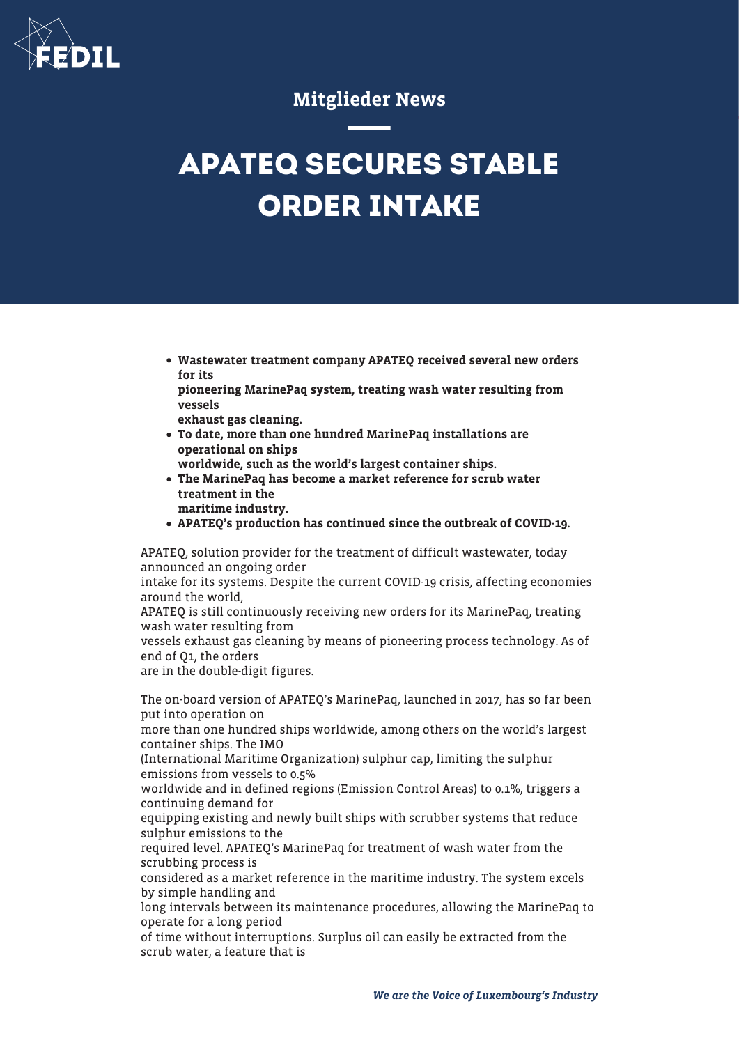Mitglieder News

# APATEQ SECURES STABLE ORDER INTAKE

- **Wastewater treatment company APATEQ received several new orders for its pioneering MarinePaq system, treating wash water resulting from vessels exhaust gas cleaning.**
- **To date, more than one hundred MarinePaq installations are operational on ships worldwide, such as the world's largest container ships.**
- **The MarinePaq has become a market reference for scrub water treatment in the maritime industry.**
- **APATEQ's production has continued since the outbreak of COVID-19.**

APATEQ, solution provider for the treatment of difficult wastewater, today announced an ongoing order intake for its systems. Despite the current COVID-19 crisis, affecting economies around the world, APATEQ is still continuously receiving new orders for its MarinePaq, treating wash water resulting from vessels exhaust gas cleaning by means of pioneering process technology. As of end of Q1, the orders are in the double-digit figures.

The on-board version of APATEQ's MarinePaq, launched in 2017, has so far been put into operation on more than one hundred ships worldwide, among others on the world's largest container ships. The IMO (International Maritime Organization) sulphur cap, limiting the sulphur emissions from vessels to 0.5% worldwide and in defined regions (Emission Control Areas) to 0.1%, triggers a continuing demand for equipping existing and newly built ships with scrubber systems that reduce sulphur emissions to the required level. APATEQ's MarinePaq for treatment of wash water from the scrubbing process is considered as a market reference in the maritime industry. The system excels by simple handling and long intervals between its maintenance procedures, allowing the MarinePaq to operate for a long period of time without interruptions. Surplus oil can easily be extracted from the scrub water, a feature that is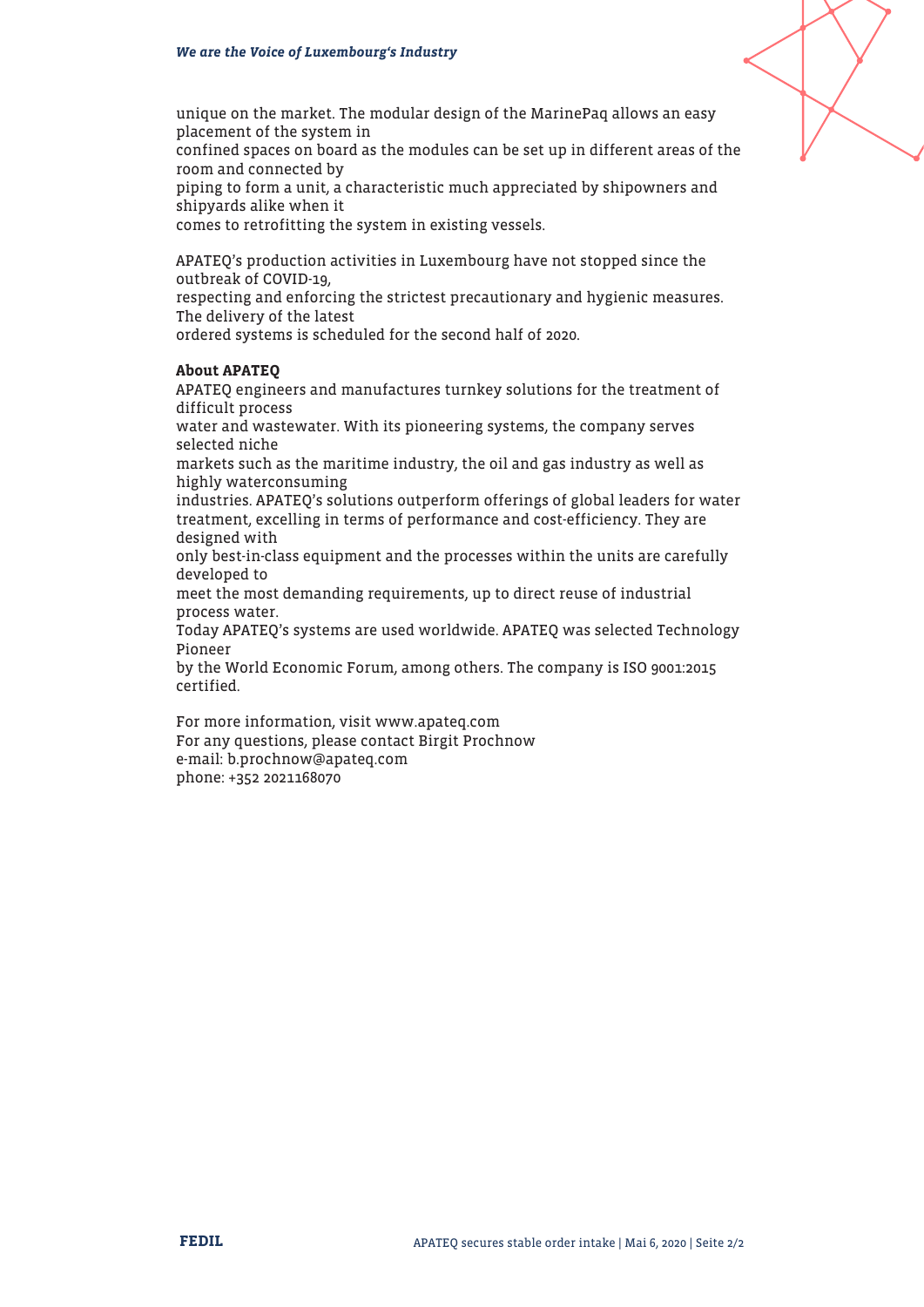unique on the market. The modular design of the MarinePaq allows an easy placement of the system in confined spaces on board as the modules can be set up in different areas of the room and connected by piping to form a unit, a characteristic much appreciated by shipowners and shipyards alike when it comes to retrofitting the system in existing vessels.

APATEQ's production activities in Luxembourg have not stopped since the outbreak of COVID-19, respecting and enforcing the strictest precautionary and hygienic measures. The delivery of the latest ordered systems is scheduled for the second half of 2020.

**About APATEQ**

APATEQ engineers and manufactures turnkey solutions for the treatment of difficult process water and wastewater. With its pioneering systems, the company serves selected niche markets such as the maritime industry, the oil and gas industry as well as highly waterconsuming industries. APATEQ's solutions outperform offerings of global leaders for water treatment, excelling in terms of performance and cost-efficiency. They are designed with only best-in-class equipment and the processes within the units are carefully developed to meet the most demanding requirements, up to direct reuse of industrial process water.
Today APATEQ's systems are used worldwide. APATEQ was selected Technology Pioneer by the World Economic Forum, among others. The company is ISO 9001:2015 certified.

For more information, visit www.apateq.com
For any questions, please contact Birgit Prochnow
e-mail: b.prochnow@apateq.com
phone: +352 2021168070